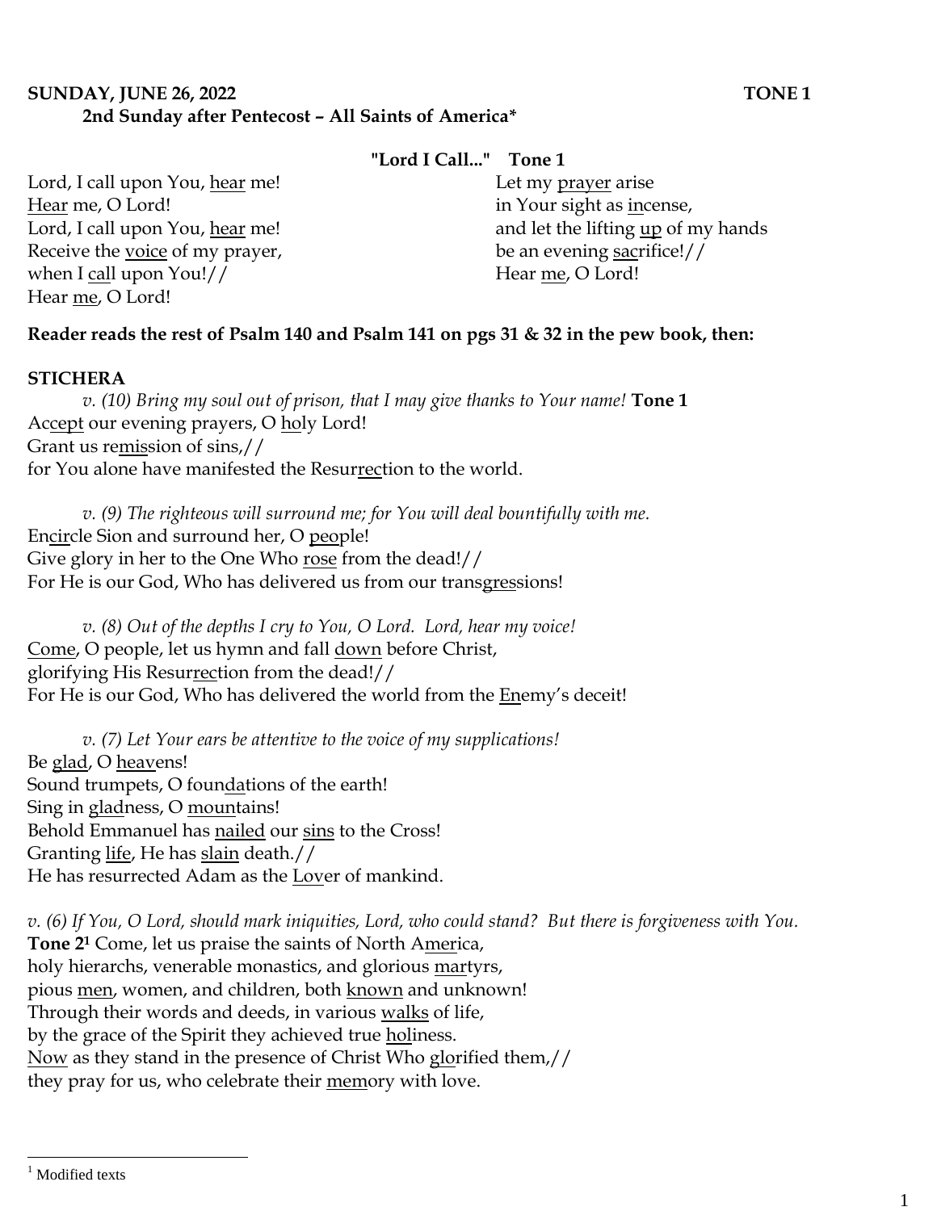**SUNDAY, JUNE 26, 2022 TONE 1**

**2nd Sunday after Pentecost – All Saints of America***

**"Lord I Call..." Tone 1**

Lord, I call upon You, hear me!
Hear me, O Lord!
Lord, I call upon You, hear me!
Receive the voice of my prayer,
when I call upon You!//
Hear me, O Lord!

Let my prayer arise
in Your sight as incense,
and let the lifting up of my hands
be an evening sacrifice!//
Hear me, O Lord!

**Reader reads the rest of Psalm 140 and Psalm 141 on pgs 31 & 32 in the pew book, then:**

**STICHERA**

*v. (10) Bring my soul out of prison, that I may give thanks to Your name!* **Tone 1**
Accept our evening prayers, O holy Lord!
Grant us remission of sins,//
for You alone have manifested the Resurrection to the world.

*v. (9) The righteous will surround me; for You will deal bountifully with me.*
Encircle Sion and surround her, O people!
Give glory in her to the One Who rose from the dead!//
For He is our God, Who has delivered us from our transgressions!

*v. (8) Out of the depths I cry to You, O Lord. Lord, hear my voice!*
Come, O people, let us hymn and fall down before Christ,
glorifying His Resurrection from the dead!//
For He is our God, Who has delivered the world from the Enemy's deceit!

*v. (7) Let Your ears be attentive to the voice of my supplications!*
Be glad, O heavens!
Sound trumpets, O foundations of the earth!
Sing in gladness, O mountains!
Behold Emmanuel has nailed our sins to the Cross!
Granting life, He has slain death.//
He has resurrected Adam as the Lover of mankind.

*v. (6) If You, O Lord, should mark iniquities, Lord, who could stand? But there is forgiveness with You.*
**Tone 2**[1] Come, let us praise the saints of North America,
holy hierarchs, venerable monastics, and glorious martyrs,
pious men, women, and children, both known and unknown!
Through their words and deeds, in various walks of life,
by the grace of the Spirit they achieved true holiness.
Now as they stand in the presence of Christ Who glorified them,//
they pray for us, who celebrate their memory with love.

[1] Modified texts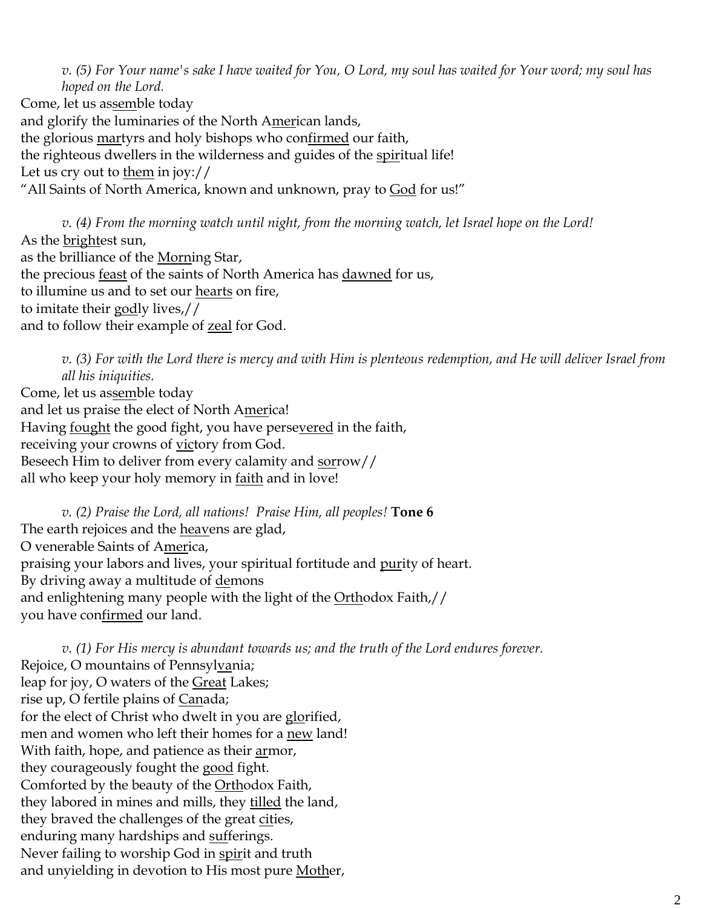*v. (5) For Your name's sake I have waited for You, O Lord, my soul has waited for Your word; my soul has hoped on the Lord.*

Come, let us as<u>sem</u>ble today
and glorify the luminaries of the North A<u>mer</u>ican lands,
the glorious <u>mar</u>tyrs and holy bishops who con<u>firmed</u> our faith,
the righteous dwellers in the wilderness and guides of the <u>spir</u>itual life!
Let us cry out to <u>them</u> in joy://
"All Saints of North America, known and unknown, pray to <u>God</u> for us!"

*v. (4) From the morning watch until night, from the morning watch, let Israel hope on the Lord!*

As the <u>bright</u>est sun,
as the brilliance of the <u>Morn</u>ing Star,
the precious <u>feast</u> of the saints of North America has <u>dawned</u> for us,
to illumine us and to set our <u>hearts</u> on fire,
to imitate their <u>god</u>ly lives,//
and to follow their example of <u>zeal</u> for God.

*v. (3) For with the Lord there is mercy and with Him is plenteous redemption, and He will deliver Israel from all his iniquities.*

Come, let us as<u>sem</u>ble today
and let us praise the elect of North A<u>mer</u>ica!
Having <u>fought</u> the good fight, you have perse<u>vered</u> in the faith,
receiving your crowns of <u>vic</u>tory from God.
Beseech Him to deliver from every calamity and <u>sor</u>row//
all who keep your holy memory in <u>faith</u> and in love!

*v. (2) Praise the Lord, all nations! Praise Him, all peoples!* **Tone 6**

The earth rejoices and the <u>heav</u>ens are glad,
O venerable Saints of A<u>mer</u>ica,
praising your labors and lives, your spiritual fortitude and <u>pur</u>ity of heart.
By driving away a multitude of <u>de</u>mons
and enlightening many people with the light of the <u>Orth</u>odox Faith,//
you have con<u>firmed</u> our land.

*v. (1) For His mercy is abundant towards us; and the truth of the Lord endures forever.*

Rejoice, O mountains of Pennsyl<u>va</u>nia;
leap for joy, O waters of the <u>Great</u> Lakes;
rise up, O fertile plains of <u>Can</u>ada;
for the elect of Christ who dwelt in you are <u>glo</u>rified,
men and women who left their homes for a <u>new</u> land!
With faith, hope, and patience as their <u>ar</u>mor,
they courageously fought the <u>good</u> fight.
Comforted by the beauty of the <u>Orth</u>odox Faith,
they labored in mines and mills, they <u>tilled</u> the land,
they braved the challenges of the great <u>cit</u>ies,
enduring many hardships and <u>suf</u>ferings.
Never failing to worship God in <u>spir</u>it and truth
and unyielding in devotion to His most pure <u>Moth</u>er,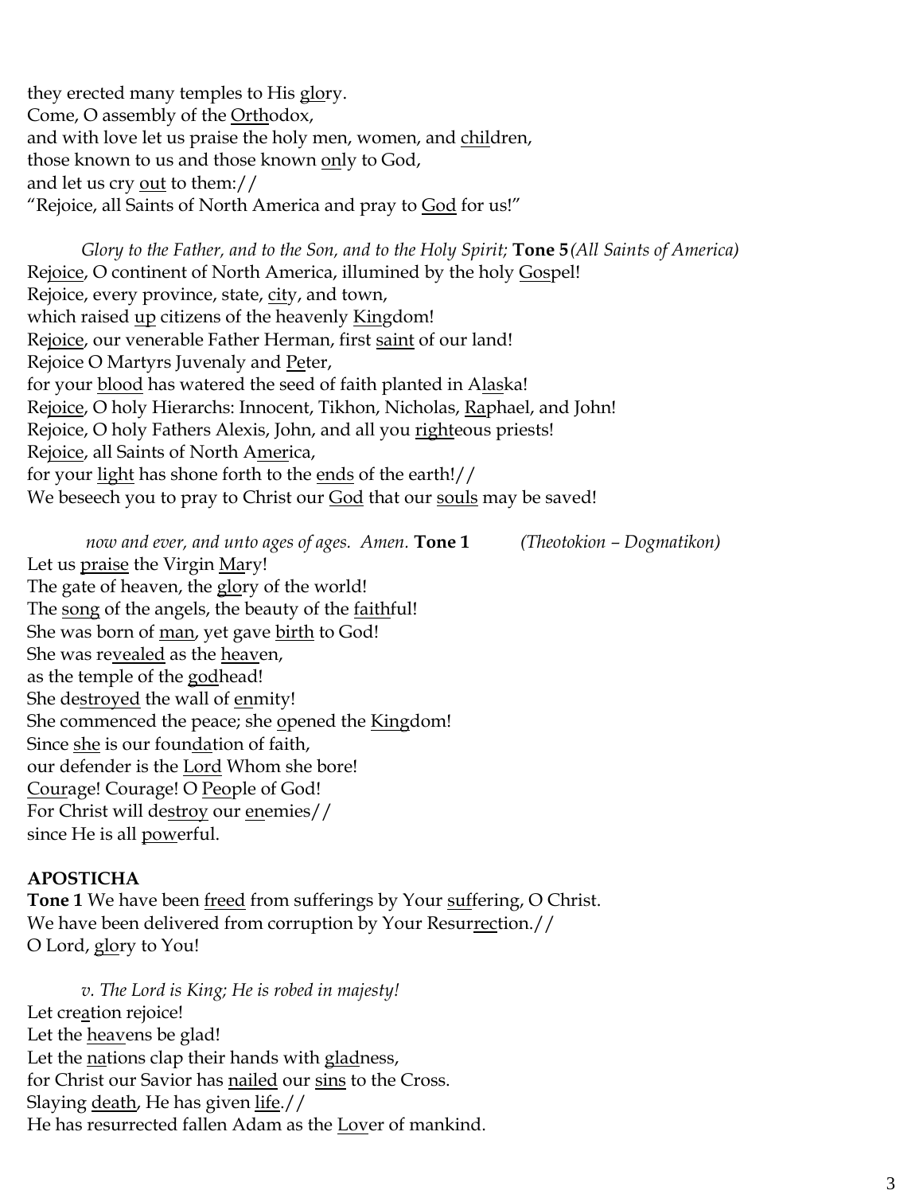they erected many temples to His glory.
Come, O assembly of the Orthodox,
and with love let us praise the holy men, women, and children,
those known to us and those known only to God,
and let us cry out to them://
"Rejoice, all Saints of North America and pray to God for us!"

*Glory to the Father, and to the Son, and to the Holy Spirit;* **Tone 5** *(All Saints of America)*
Rejoice, O continent of North America, illumined by the holy Gospel!
Rejoice, every province, state, city, and town,
which raised up citizens of the heavenly Kingdom!
Rejoice, our venerable Father Herman, first saint of our land!
Rejoice O Martyrs Juvenaly and Peter,
for your blood has watered the seed of faith planted in Alaska!
Rejoice, O holy Hierarchs: Innocent, Tikhon, Nicholas, Raphael, and John!
Rejoice, O holy Fathers Alexis, John, and all you righteous priests!
Rejoice, all Saints of North America,
for your light has shone forth to the ends of the earth!//
We beseech you to pray to Christ our God that our souls may be saved!

*now and ever, and unto ages of ages. Amen.* **Tone 1** *(Theotokion – Dogmatikon)*
Let us praise the Virgin Mary!
The gate of heaven, the glory of the world!
The song of the angels, the beauty of the faithful!
She was born of man, yet gave birth to God!
She was revealed as the heaven,
as the temple of the godhead!
She destroyed the wall of enmity!
She commenced the peace; she opened the Kingdom!
Since she is our foundation of faith,
our defender is the Lord Whom she bore!
Courage! Courage! O People of God!
For Christ will destroy our enemies//
since He is all powerful.

**APOSTICHA**
**Tone 1** We have been freed from sufferings by Your suffering, O Christ.
We have been delivered from corruption by Your Resurrection.//
O Lord, glory to You!

*v. The Lord is King; He is robed in majesty!*
Let creation rejoice!
Let the heavens be glad!
Let the nations clap their hands with gladness,
for Christ our Savior has nailed our sins to the Cross.
Slaying death, He has given life.//
He has resurrected fallen Adam as the Lover of mankind.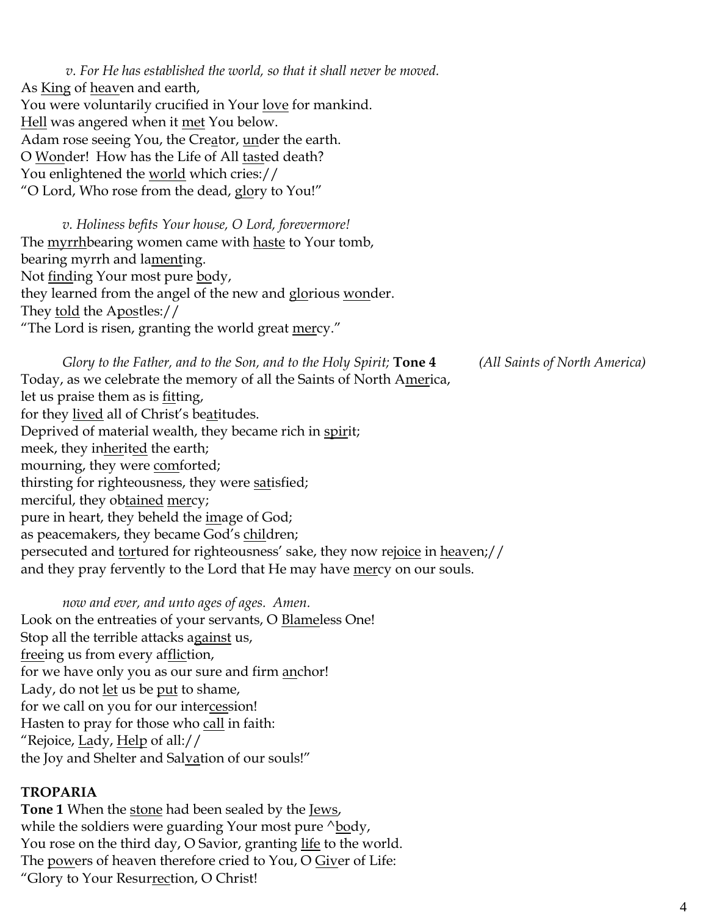*v. For He has established the world, so that it shall never be moved.*
As King of heaven and earth,
You were voluntarily crucified in Your love for mankind.
Hell was angered when it met You below.
Adam rose seeing You, the Creator, under the earth.
O Wonder! How has the Life of All tasted death?
You enlightened the world which cries://
"O Lord, Who rose from the dead, glory to You!"

*v. Holiness befits Your house, O Lord, forevermore!*
The myrrhbearing women came with haste to Your tomb,
bearing myrrh and lamenting.
Not finding Your most pure body,
they learned from the angel of the new and glorious wonder.
They told the Apostles://
"The Lord is risen, granting the world great mercy."

*Glory to the Father, and to the Son, and to the Holy Spirit;* **Tone 4** *(All Saints of North America)*
Today, as we celebrate the memory of all the Saints of North America,
let us praise them as is fitting,
for they lived all of Christ's beatitudes.
Deprived of material wealth, they became rich in spirit;
meek, they inherited the earth;
mourning, they were comforted;
thirsting for righteousness, they were satisfied;
merciful, they obtained mercy;
pure in heart, they beheld the image of God;
as peacemakers, they became God's children;
persecuted and tortured for righteousness' sake, they now rejoice in heaven;//
and they pray fervently to the Lord that He may have mercy on our souls.

*now and ever, and unto ages of ages. Amen.*
Look on the entreaties of your servants, O Blameless One!
Stop all the terrible attacks against us,
freeing us from every affliction,
for we have only you as our sure and firm anchor!
Lady, do not let us be put to shame,
for we call on you for our intercession!
Hasten to pray for those who call in faith:
"Rejoice, Lady, Help of all://
the Joy and Shelter and Salvation of our souls!"

**TROPARIA**

**Tone 1** When the stone had been sealed by the Jews,
while the soldiers were guarding Your most pure ^body,
You rose on the third day, O Savior, granting life to the world.
The powers of heaven therefore cried to You, O Giver of Life:
"Glory to Your Resurrection, O Christ!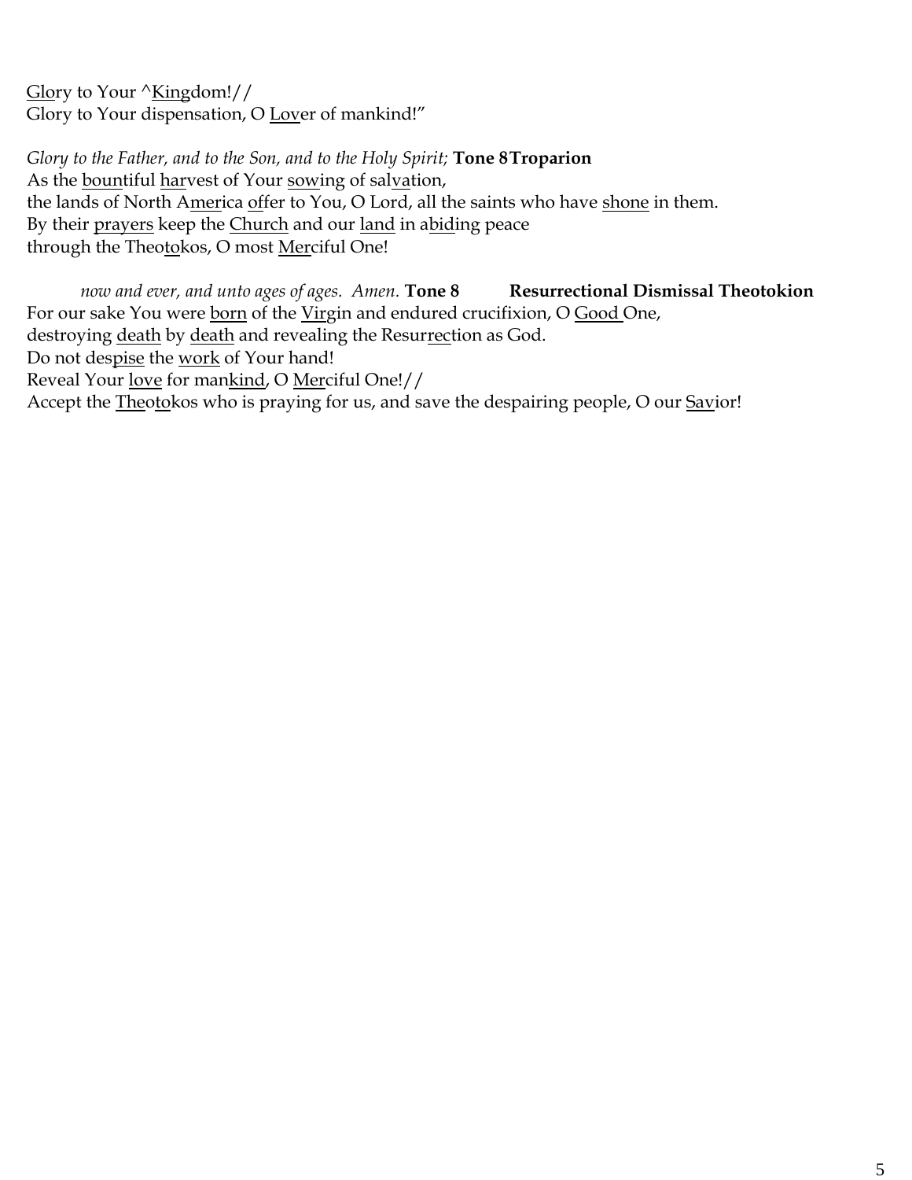<u>Glo</u>ry to Your ^<u>King</u>dom!//
Glory to Your dispensation, O <u>Lov</u>er of mankind!"

*Glory to the Father, and to the Son, and to the Holy Spirit;* **Tone 8 Troparion**
As the <u>boun</u>tiful <u>har</u>vest of Your <u>sow</u>ing of sal<u>va</u>tion,
the lands of North A<u>mer</u>ica <u>of</u>fer to You, O Lord, all the saints who have <u>shone</u> in them.
By their <u>prayers</u> keep the <u>Church</u> and our <u>land</u> in a<u>bid</u>ing peace
through the Theo<u>to</u>kos, O most <u>Mer</u>ciful One!

*now and ever, and unto ages of ages. Amen.* **Tone 8 Resurrectional Dismissal Theotokion**
For our sake You were <u>born</u> of the <u>Vir</u>gin and endured crucifixion, O <u>Good</u> One,
destroying <u>death</u> by <u>death</u> and revealing the Resur<u>rec</u>tion as God.
Do not des<u>pise</u> the <u>work</u> of Your hand!
Reveal Your <u>love</u> for man<u>kind</u>, O <u>Mer</u>ciful One!//
Accept the <u>Theo</u><u>to</u>kos who is praying for us, and save the despairing people, O our <u>Sav</u>ior!